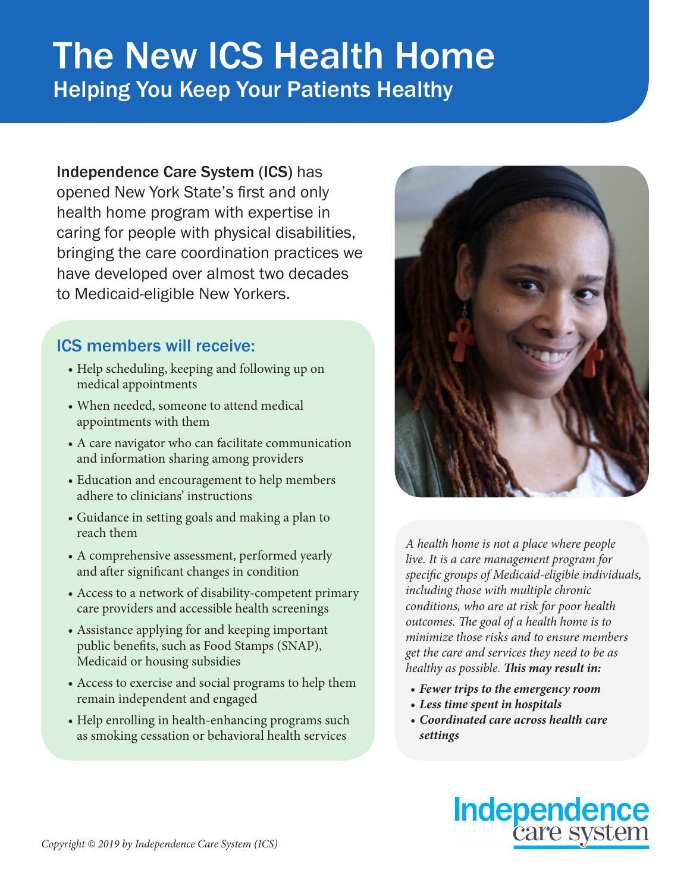# The New ICS Health Home

## Helping You Keep Your Patients Healthy

**Independence Care System (ICS)** has opened New York State's first and only health home program with expertise in caring for people with physical disabilities, bringing the care coordination practices we have developed over almost two decades to Medicaid-eligible New Yorkers.

### ICS members will receive:

- Help scheduling, keeping and following up on medical appointments
- When needed, someone to attend medical appointments with them
- A care navigator who can facilitate communication and information sharing among providers
- Education and encouragement to help members adhere to clinicians' instructions
- Guidance in setting goals and making a plan to reach them
- A comprehensive assessment, performed yearly and after significant changes in condition
- Access to a network of disability-competent primary care providers and accessible health screenings
- Assistance applying for and keeping important public benefits, such as Food Stamps (SNAP), Medicaid or housing subsidies
- Access to exercise and social programs to help them remain independent and engaged
- Help enrolling in health-enhancing programs such as smoking cessation or behavioral health services

*A health home is not a place where people live. It is a care management program for specific groups of Medicaid-eligible individuals, including those with multiple chronic conditions, who are at risk for poor health outcomes. The goal of a health home is to minimize those risks and to ensure members get the care and services they need to be as healthy as possible.* ***This may result in:***

- ***Fewer trips to the emergency room***
- ***Less time spent in hospitals***
- ***Coordinated care across health care settings***

Independence care system

*Copyright © 2019 by Independence Care System (ICS)*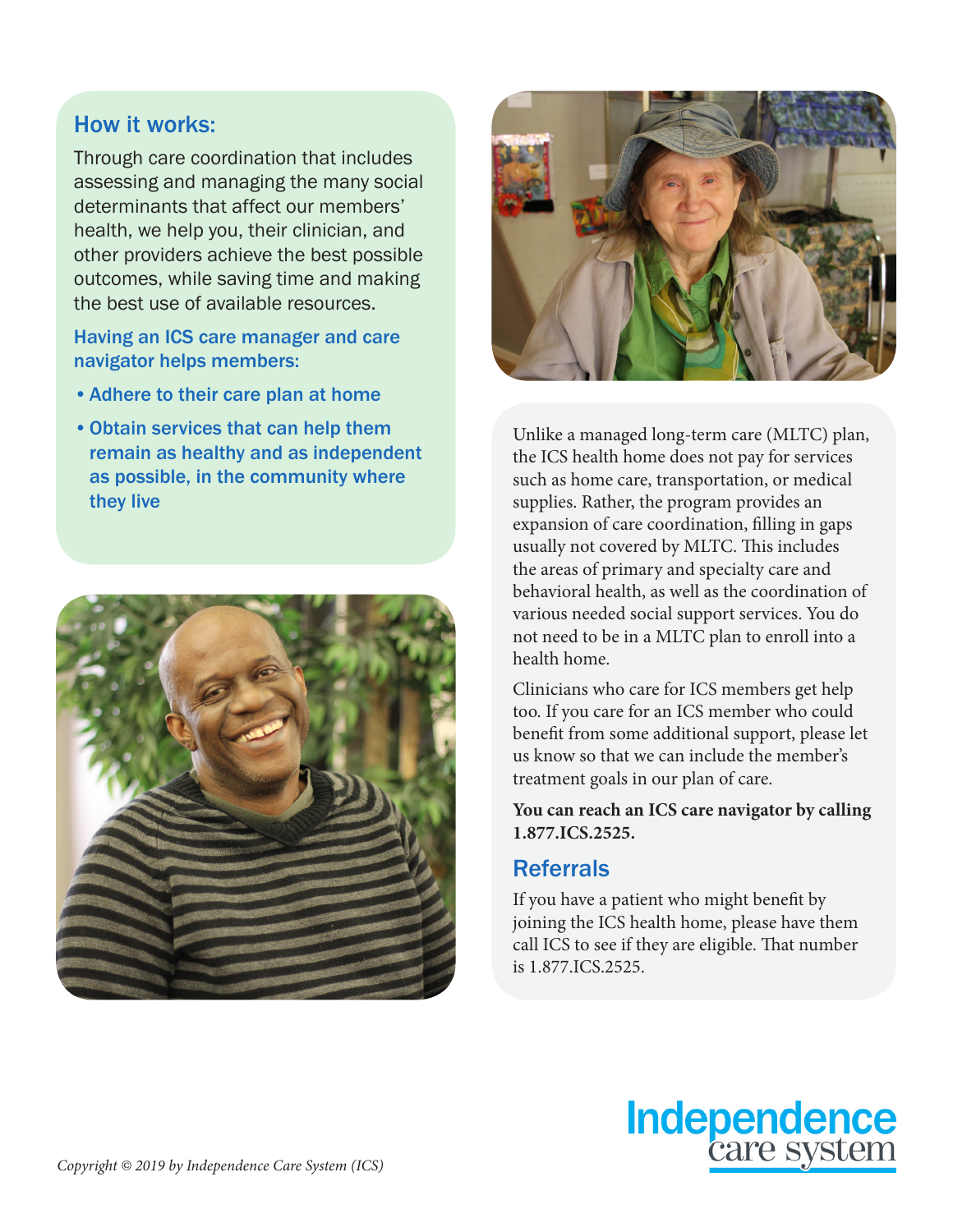## How it works:

Through care coordination that includes assessing and managing the many social determinants that affect our members' health, we help you, their clinician, and other providers achieve the best possible outcomes, while saving time and making the best use of available resources.

**Having an ICS care manager and care navigator helps members:**

- **Adhere to their care plan at home**
- **Obtain services that can help them remain as healthy and as independent as possible, in the community where they live**

Unlike a managed long-term care (MLTC) plan, the ICS health home does not pay for services such as home care, transportation, or medical supplies. Rather, the program provides an expansion of care coordination, filling in gaps usually not covered by MLTC. This includes the areas of primary and specialty care and behavioral health, as well as the coordination of various needed social support services. You do not need to be in a MLTC plan to enroll into a health home.

Clinicians who care for ICS members get help too. If you care for an ICS member who could benefit from some additional support, please let us know so that we can include the member's treatment goals in our plan of care.

**You can reach an ICS care navigator by calling 1.877.ICS.2525.**

## Referrals

If you have a patient who might benefit by joining the ICS health home, please have them call ICS to see if they are eligible. That number is 1.877.ICS.2525.

*Copyright © 2019 by Independence Care System (ICS)*

Independence care system